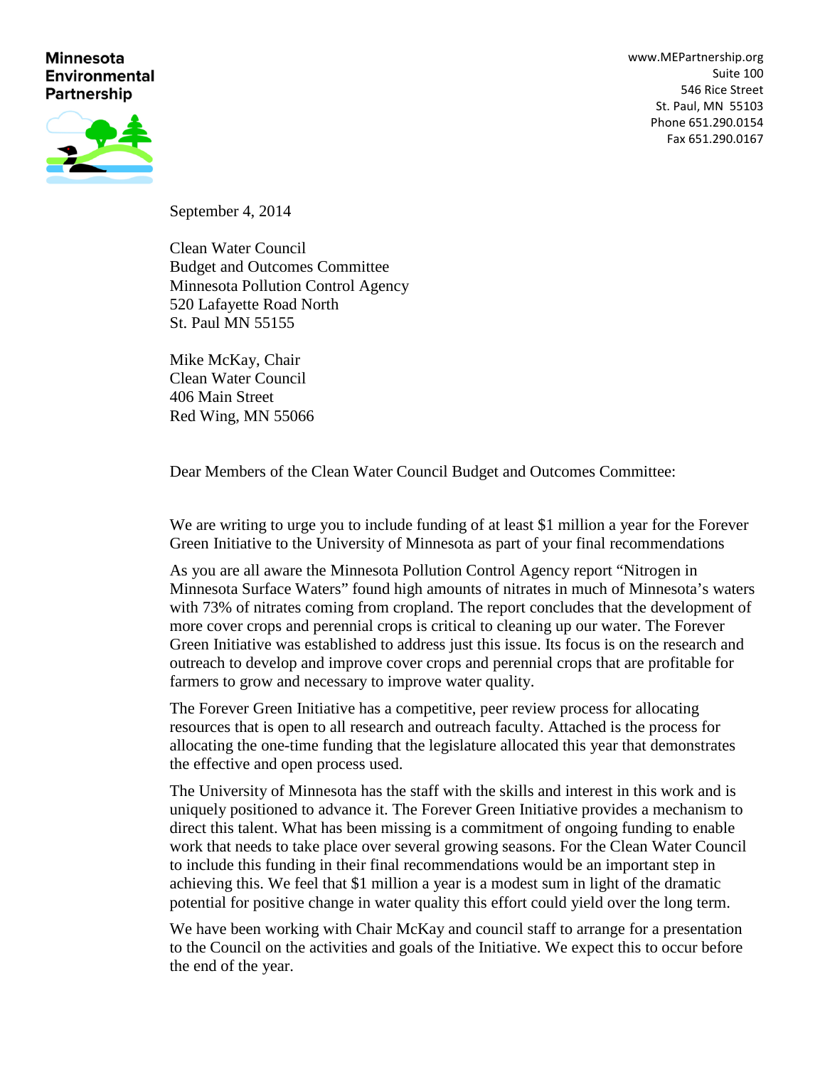**Minnesota Environmental Partnership**

www.MEPartnership.org
Suite 100
546 Rice Street
St. Paul, MN 55103
Phone 651.290.0154
Fax 651.290.0167

September 4, 2014

Clean Water Council
Budget and Outcomes Committee
Minnesota Pollution Control Agency
520 Lafayette Road North
St. Paul MN 55155

Mike McKay, Chair
Clean Water Council
406 Main Street
Red Wing, MN 55066

Dear Members of the Clean Water Council Budget and Outcomes Committee:

We are writing to urge you to include funding of at least $1 million a year for the Forever Green Initiative to the University of Minnesota as part of your final recommendations

As you are all aware the Minnesota Pollution Control Agency report "Nitrogen in Minnesota Surface Waters" found high amounts of nitrates in much of Minnesota's waters with 73% of nitrates coming from cropland. The report concludes that the development of more cover crops and perennial crops is critical to cleaning up our water. The Forever Green Initiative was established to address just this issue. Its focus is on the research and outreach to develop and improve cover crops and perennial crops that are profitable for farmers to grow and necessary to improve water quality.

The Forever Green Initiative has a competitive, peer review process for allocating resources that is open to all research and outreach faculty. Attached is the process for allocating the one-time funding that the legislature allocated this year that demonstrates the effective and open process used.

The University of Minnesota has the staff with the skills and interest in this work and is uniquely positioned to advance it. The Forever Green Initiative provides a mechanism to direct this talent. What has been missing is a commitment of ongoing funding to enable work that needs to take place over several growing seasons. For the Clean Water Council to include this funding in their final recommendations would be an important step in achieving this. We feel that $1 million a year is a modest sum in light of the dramatic potential for positive change in water quality this effort could yield over the long term.

We have been working with Chair McKay and council staff to arrange for a presentation to the Council on the activities and goals of the Initiative. We expect this to occur before the end of the year.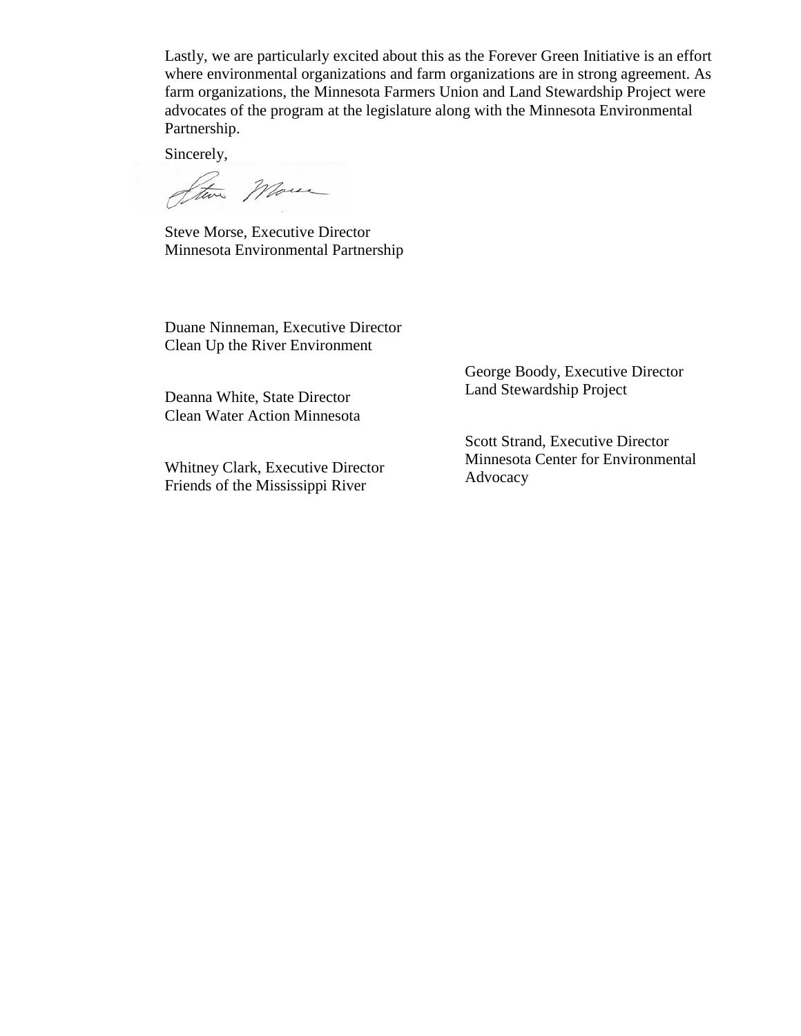Lastly, we are particularly excited about this as the Forever Green Initiative is an effort where environmental organizations and farm organizations are in strong agreement. As farm organizations, the Minnesota Farmers Union and Land Stewardship Project were advocates of the program at the legislature along with the Minnesota Environmental Partnership.

Sincerely,

Steve Morse, Executive Director
Minnesota Environmental Partnership

Duane Ninneman, Executive Director
Clean Up the River Environment

Deanna White, State Director
Clean Water Action Minnesota

Whitney Clark, Executive Director
Friends of the Mississippi River

George Boody, Executive Director
Land Stewardship Project

Scott Strand, Executive Director
Minnesota Center for Environmental Advocacy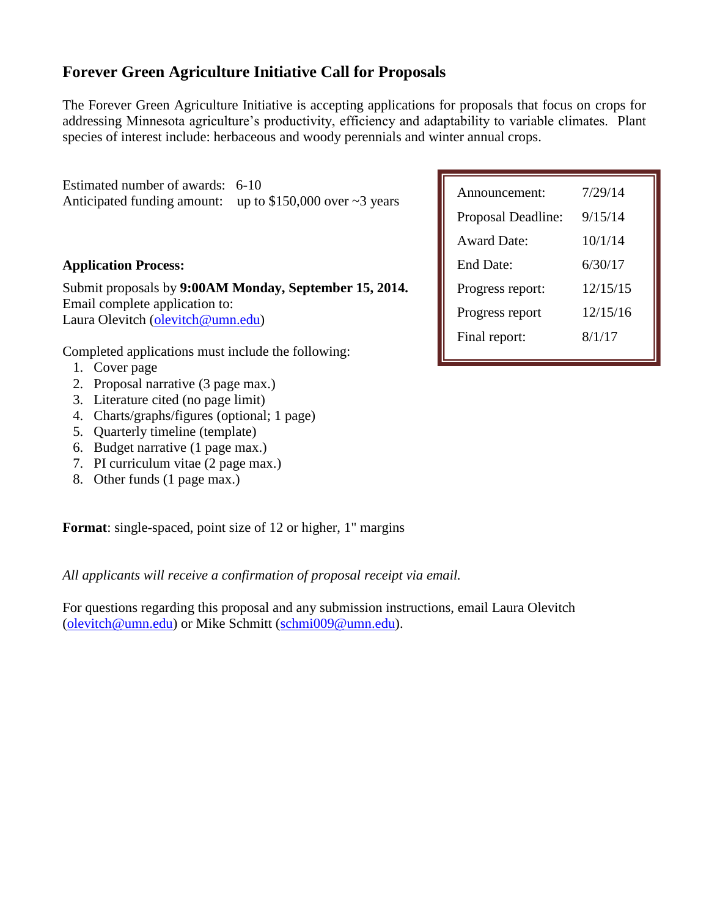## Forever Green Agriculture Initiative Call for Proposals

The Forever Green Agriculture Initiative is accepting applications for proposals that focus on crops for addressing Minnesota agriculture's productivity, efficiency and adaptability to variable climates. Plant species of interest include: herbaceous and woody perennials and winter annual crops.

Estimated number of awards: 6-10
Anticipated funding amount: up to $150,000 over ~3 years

| | |
|---|---|
| Announcement: | 7/29/14 |
| Proposal Deadline: | 9/15/14 |
| Award Date: | 10/1/14 |
| End Date: | 6/30/17 |
| Progress report: | 12/15/15 |
| Progress report | 12/15/16 |
| Final report: | 8/1/17 |

**Application Process:**

Submit proposals by **9:00AM Monday, September 15, 2014.**
Email complete application to:
Laura Olevitch (olevitch@umn.edu)

Completed applications must include the following:

1. Cover page
2. Proposal narrative (3 page max.)
3. Literature cited (no page limit)
4. Charts/graphs/figures (optional; 1 page)
5. Quarterly timeline (template)
6. Budget narrative (1 page max.)
7. PI curriculum vitae (2 page max.)
8. Other funds (1 page max.)

**Format**: single-spaced, point size of 12 or higher, 1" margins

*All applicants will receive a confirmation of proposal receipt via email.*

For questions regarding this proposal and any submission instructions, email Laura Olevitch (olevitch@umn.edu) or Mike Schmitt (schmi009@umn.edu).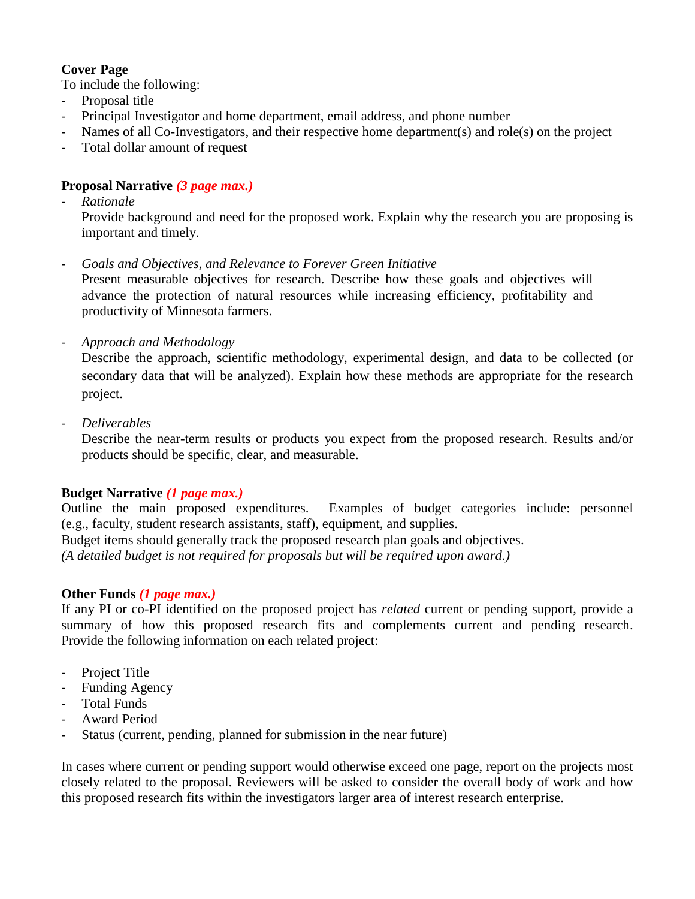**Cover Page**
To include the following:

- Proposal title
- Principal Investigator and home department, email address, and phone number
- Names of all Co-Investigators, and their respective home department(s) and role(s) on the project
- Total dollar amount of request

**Proposal Narrative** ***(3 page max.)***

- *Rationale*
  Provide background and need for the proposed work. Explain why the research you are proposing is important and timely.

- *Goals and Objectives, and Relevance to Forever Green Initiative*
  Present measurable objectives for research. Describe how these goals and objectives will advance the protection of natural resources while increasing efficiency, profitability and productivity of Minnesota farmers.

- *Approach and Methodology*
  Describe the approach, scientific methodology, experimental design, and data to be collected (or secondary data that will be analyzed). Explain how these methods are appropriate for the research project.

- *Deliverables*
  Describe the near-term results or products you expect from the proposed research. Results and/or products should be specific, clear, and measurable.

**Budget Narrative** ***(1 page max.)***
Outline the main proposed expenditures. Examples of budget categories include: personnel (e.g., faculty, student research assistants, staff), equipment, and supplies.
Budget items should generally track the proposed research plan goals and objectives.
*(A detailed budget is not required for proposals but will be required upon award.)*

**Other Funds** ***(1 page max.)***
If any PI or co-PI identified on the proposed project has *related* current or pending support, provide a summary of how this proposed research fits and complements current and pending research. Provide the following information on each related project:

- Project Title
- Funding Agency
- Total Funds
- Award Period
- Status (current, pending, planned for submission in the near future)

In cases where current or pending support would otherwise exceed one page, report on the projects most closely related to the proposal. Reviewers will be asked to consider the overall body of work and how this proposed research fits within the investigators larger area of interest research enterprise.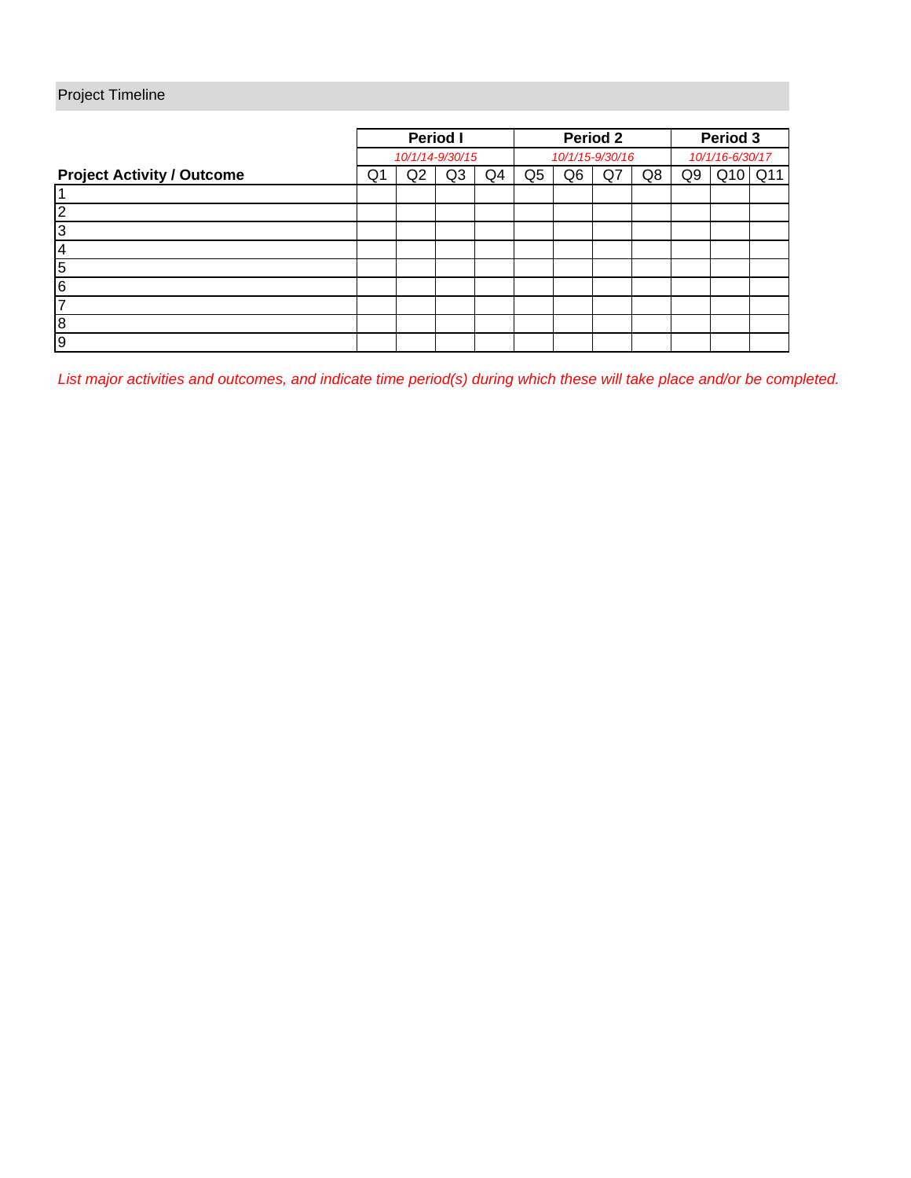## Project Timeline

| Project Activity / Outcome | Period I | | | | Period 2 | | | | Period 3 | | |
|---|---|---|---|---|---|---|---|---|---|---|---|
| | *10/1/14-9/30/15* | | | | *10/1/15-9/30/16* | | | | *10/1/16-6/30/17* | | |
| | Q1 | Q2 | Q3 | Q4 | Q5 | Q6 | Q7 | Q8 | Q9 | Q10 | Q11 |
| 1 | | | | | | | | | | | |
| 2 | | | | | | | | | | | |
| 3 | | | | | | | | | | | |
| 4 | | | | | | | | | | | |
| 5 | | | | | | | | | | | |
| 6 | | | | | | | | | | | |
| 7 | | | | | | | | | | | |
| 8 | | | | | | | | | | | |
| 9 | | | | | | | | | | | |

*List major activities and outcomes, and indicate time period(s) during which these will take place and/or be completed.*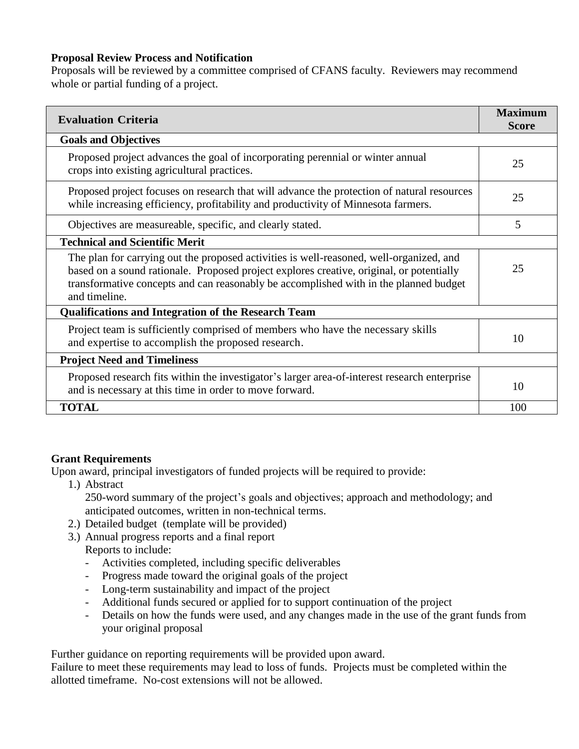**Proposal Review Process and Notification**

Proposals will be reviewed by a committee comprised of CFANS faculty. Reviewers may recommend whole or partial funding of a project.

| Evaluation Criteria | Maximum Score |
|---|---|
| **Goals and Objectives** | |
| Proposed project advances the goal of incorporating perennial or winter annual crops into existing agricultural practices. | 25 |
| Proposed project focuses on research that will advance the protection of natural resources while increasing efficiency, profitability and productivity of Minnesota farmers. | 25 |
| Objectives are measureable, specific, and clearly stated. | 5 |
| **Technical and Scientific Merit** | |
| The plan for carrying out the proposed activities is well-reasoned, well-organized, and based on a sound rationale. Proposed project explores creative, original, or potentially transformative concepts and can reasonably be accomplished with in the planned budget and timeline. | 25 |
| **Qualifications and Integration of the Research Team** | |
| Project team is sufficiently comprised of members who have the necessary skills and expertise to accomplish the proposed research. | 10 |
| **Project Need and Timeliness** | |
| Proposed research fits within the investigator's larger area-of-interest research enterprise and is necessary at this time in order to move forward. | 10 |
| **TOTAL** | 100 |

**Grant Requirements**

Upon award, principal investigators of funded projects will be required to provide:

1.) Abstract
250-word summary of the project's goals and objectives; approach and methodology; and anticipated outcomes, written in non-technical terms.
2.) Detailed budget (template will be provided)
3.) Annual progress reports and a final report
Reports to include:
- Activities completed, including specific deliverables
- Progress made toward the original goals of the project
- Long-term sustainability and impact of the project
- Additional funds secured or applied for to support continuation of the project
- Details on how the funds were used, and any changes made in the use of the grant funds from your original proposal

Further guidance on reporting requirements will be provided upon award.
Failure to meet these requirements may lead to loss of funds. Projects must be completed within the allotted timeframe. No-cost extensions will not be allowed.